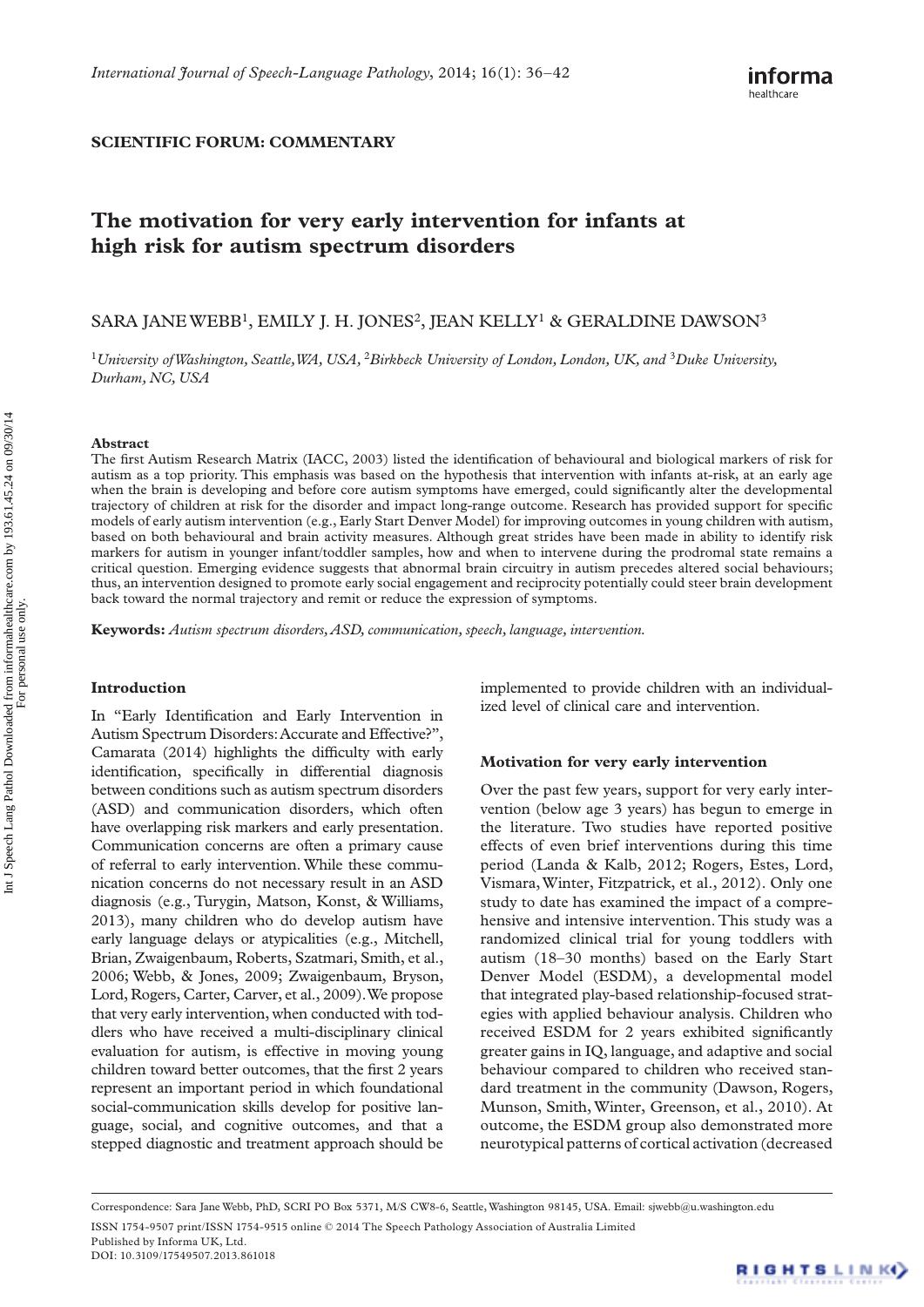SCIENTIFIC FORUM: COMMENTARY

# The motivation for very early intervention for infants at high risk for autism spectrum disorders

SARA JANE WEBB[1], EMILY J. H. JONES[2], JEAN KELLY[1] & GERALDINE DAWSON[3]

[1]*University of Washington, Seattle, WA, USA,* [2]*Birkbeck University of London, London, UK, and* [3]*Duke University, Durham, NC, USA*

## Abstract

The first Autism Research Matrix (IACC, 2003) listed the identification of behavioural and biological markers of risk for autism as a top priority. This emphasis was based on the hypothesis that intervention with infants at-risk, at an early age when the brain is developing and before core autism symptoms have emerged, could significantly alter the developmental trajectory of children at risk for the disorder and impact long-range outcome. Research has provided support for specific models of early autism intervention (e.g., Early Start Denver Model) for improving outcomes in young children with autism, based on both behavioural and brain activity measures. Although great strides have been made in ability to identify risk markers for autism in younger infant/toddler samples, how and when to intervene during the prodromal state remains a critical question. Emerging evidence suggests that abnormal brain circuitry in autism precedes altered social behaviours; thus, an intervention designed to promote early social engagement and reciprocity potentially could steer brain development back toward the normal trajectory and remit or reduce the expression of symptoms.

**Keywords:** *Autism spectrum disorders, ASD, communication, speech, language, intervention.*

## Introduction

In "Early Identification and Early Intervention in Autism Spectrum Disorders: Accurate and Effective?", Camarata (2014) highlights the difficulty with early identification, specifically in differential diagnosis between conditions such as autism spectrum disorders (ASD) and communication disorders, which often have overlapping risk markers and early presentation. Communication concerns are often a primary cause of referral to early intervention. While these communication concerns do not necessary result in an ASD diagnosis (e.g., Turygin, Matson, Konst, & Williams, 2013), many children who do develop autism have early language delays or atypicalities (e.g., Mitchell, Brian, Zwaigenbaum, Roberts, Szatmari, Smith, et al., 2006; Webb, & Jones, 2009; Zwaigenbaum, Bryson, Lord, Rogers, Carter, Carver, et al., 2009). We propose that very early intervention, when conducted with toddlers who have received a multi-disciplinary clinical evaluation for autism, is effective in moving young children toward better outcomes, that the first 2 years represent an important period in which foundational social-communication skills develop for positive language, social, and cognitive outcomes, and that a stepped diagnostic and treatment approach should be implemented to provide children with an individualized level of clinical care and intervention.

## Motivation for very early intervention

Over the past few years, support for very early intervention (below age 3 years) has begun to emerge in the literature. Two studies have reported positive effects of even brief interventions during this time period (Landa & Kalb, 2012; Rogers, Estes, Lord, Vismara, Winter, Fitzpatrick, et al., 2012). Only one study to date has examined the impact of a comprehensive and intensive intervention. This study was a randomized clinical trial for young toddlers with autism (18–30 months) based on the Early Start Denver Model (ESDM), a developmental model that integrated play-based relationship-focused strategies with applied behaviour analysis. Children who received ESDM for 2 years exhibited significantly greater gains in IQ, language, and adaptive and social behaviour compared to children who received standard treatment in the community (Dawson, Rogers, Munson, Smith, Winter, Greenson, et al., 2010). At outcome, the ESDM group also demonstrated more neurotypical patterns of cortical activation (decreased

Correspondence: Sara Jane Webb, PhD, SCRI PO Box 5371, M/S CW8-6, Seattle, Washington 98145, USA. Email: sjwebb@u.washington.edu

ISSN 1754-9507 print/ISSN 1754-9515 online © 2014 The Speech Pathology Association of Australia Limited
Published by Informa UK, Ltd.
DOI: 10.3109/17549507.2013.861018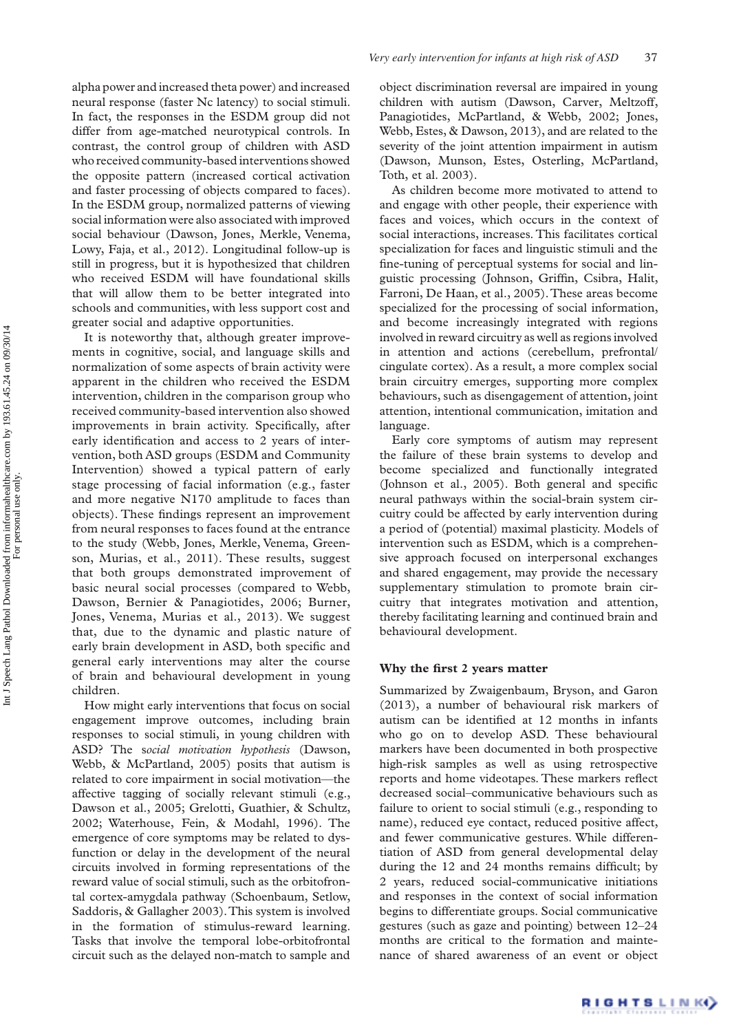alpha power and increased theta power) and increased neural response (faster Nc latency) to social stimuli. In fact, the responses in the ESDM group did not differ from age-matched neurotypical controls. In contrast, the control group of children with ASD who received community-based interventions showed the opposite pattern (increased cortical activation and faster processing of objects compared to faces). In the ESDM group, normalized patterns of viewing social information were also associated with improved social behaviour (Dawson, Jones, Merkle, Venema, Lowy, Faja, et al., 2012). Longitudinal follow-up is still in progress, but it is hypothesized that children who received ESDM will have foundational skills that will allow them to be better integrated into schools and communities, with less support cost and greater social and adaptive opportunities.

It is noteworthy that, although greater improvements in cognitive, social, and language skills and normalization of some aspects of brain activity were apparent in the children who received the ESDM intervention, children in the comparison group who received community-based intervention also showed improvements in brain activity. Specifically, after early identification and access to 2 years of intervention, both ASD groups (ESDM and Community Intervention) showed a typical pattern of early stage processing of facial information (e.g., faster and more negative N170 amplitude to faces than objects). These findings represent an improvement from neural responses to faces found at the entrance to the study (Webb, Jones, Merkle, Venema, Greenson, Murias, et al., 2011). These results, suggest that both groups demonstrated improvement of basic neural social processes (compared to Webb, Dawson, Bernier & Panagiotides, 2006; Burner, Jones, Venema, Murias et al., 2013). We suggest that, due to the dynamic and plastic nature of early brain development in ASD, both specific and general early interventions may alter the course of brain and behavioural development in young children.

How might early interventions that focus on social engagement improve outcomes, including brain responses to social stimuli, in young children with ASD? The *social motivation hypothesis* (Dawson, Webb, & McPartland, 2005) posits that autism is related to core impairment in social motivation—the affective tagging of socially relevant stimuli (e.g., Dawson et al., 2005; Grelotti, Guathier, & Schultz, 2002; Waterhouse, Fein, & Modahl, 1996). The emergence of core symptoms may be related to dysfunction or delay in the development of the neural circuits involved in forming representations of the reward value of social stimuli, such as the orbitofrontal cortex-amygdala pathway (Schoenbaum, Setlow, Saddoris, & Gallagher 2003). This system is involved in the formation of stimulus-reward learning. Tasks that involve the temporal lobe-orbitofrontal circuit such as the delayed non-match to sample and object discrimination reversal are impaired in young children with autism (Dawson, Munson, Carver, Meltzoff, Panagiotides, McPartland, & Webb, 2002; Jones, Webb, Estes, & Dawson, 2013), and are related to the severity of the joint attention impairment in autism (Dawson, Munson, Estes, Osterling, McPartland, Toth, et al. 2003).

As children become more motivated to attend to and engage with other people, their experience with faces and voices, which occurs in the context of social interactions, increases. This facilitates cortical specialization for faces and linguistic stimuli and the fine-tuning of perceptual systems for social and linguistic processing (Johnson, Griffin, Csibra, Halit, Farroni, De Haan, et al., 2005). These areas become specialized for the processing of social information, and become increasingly integrated with regions involved in reward circuitry as well as regions involved in attention and actions (cerebellum, prefrontal/cingulate cortex). As a result, a more complex social brain circuitry emerges, supporting more complex behaviours, such as disengagement of attention, joint attention, intentional communication, imitation and language.

Early core symptoms of autism may represent the failure of these brain systems to develop and become specialized and functionally integrated (Johnson et al., 2005). Both general and specific neural pathways within the social-brain system circuitry could be affected by early intervention during a period of (potential) maximal plasticity. Models of intervention such as ESDM, which is a comprehensive approach focused on interpersonal exchanges and shared engagement, may provide the necessary supplementary stimulation to promote brain circuitry that integrates motivation and attention, thereby facilitating learning and continued brain and behavioural development.

### Why the first 2 years matter

Summarized by Zwaigenbaum, Bryson, and Garon (2013), a number of behavioural risk markers of autism can be identified at 12 months in infants who go on to develop ASD. These behavioural markers have been documented in both prospective high-risk samples as well as using retrospective reports and home videotapes. These markers reflect decreased social–communicative behaviours such as failure to orient to social stimuli (e.g., responding to name), reduced eye contact, reduced positive affect, and fewer communicative gestures. While differentiation of ASD from general developmental delay during the 12 and 24 months remains difficult; by 2 years, reduced social-communicative initiations and responses in the context of social information begins to differentiate groups. Social communicative gestures (such as gaze and pointing) between 12–24 months are critical to the formation and maintenance of shared awareness of an event or object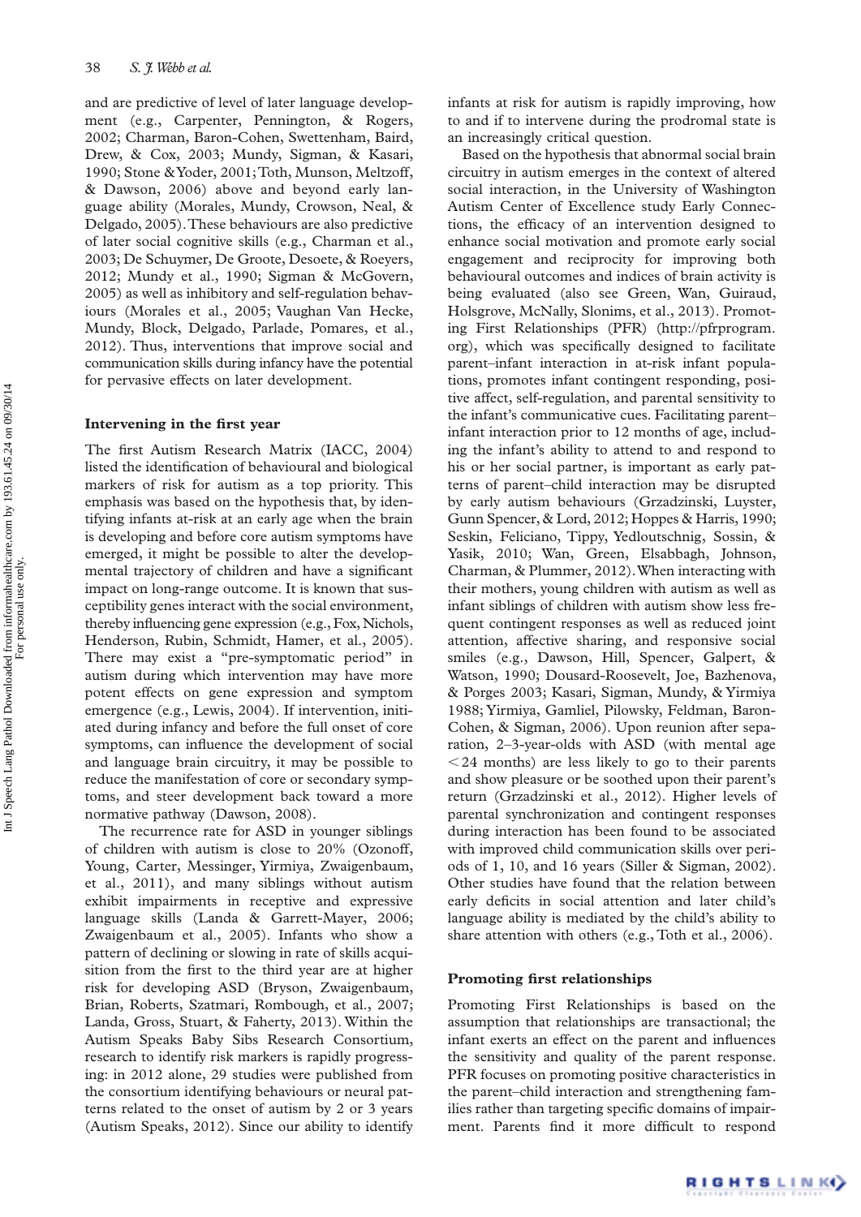and are predictive of level of later language development (e.g., Carpenter, Pennington, & Rogers, 2002; Charman, Baron-Cohen, Swettenham, Baird, Drew, & Cox, 2003; Mundy, Sigman, & Kasari, 1990; Stone & Yoder, 2001; Toth, Munson, Meltzoff, & Dawson, 2006) above and beyond early language ability (Morales, Mundy, Crowson, Neal, & Delgado, 2005). These behaviours are also predictive of later social cognitive skills (e.g., Charman et al., 2003; De Schuymer, De Groote, Desoete, & Roeyers, 2012; Mundy et al., 1990; Sigman & McGovern, 2005) as well as inhibitory and self-regulation behaviours (Morales et al., 2005; Vaughan Van Hecke, Mundy, Block, Delgado, Parlade, Pomares, et al., 2012). Thus, interventions that improve social and communication skills during infancy have the potential for pervasive effects on later development.

### Intervening in the first year

The first Autism Research Matrix (IACC, 2004) listed the identification of behavioural and biological markers of risk for autism as a top priority. This emphasis was based on the hypothesis that, by identifying infants at-risk at an early age when the brain is developing and before core autism symptoms have emerged, it might be possible to alter the developmental trajectory of children and have a significant impact on long-range outcome. It is known that susceptibility genes interact with the social environment, thereby influencing gene expression (e.g., Fox, Nichols, Henderson, Rubin, Schmidt, Hamer, et al., 2005). There may exist a "pre-symptomatic period" in autism during which intervention may have more potent effects on gene expression and symptom emergence (e.g., Lewis, 2004). If intervention, initiated during infancy and before the full onset of core symptoms, can influence the development of social and language brain circuitry, it may be possible to reduce the manifestation of core or secondary symptoms, and steer development back toward a more normative pathway (Dawson, 2008).

The recurrence rate for ASD in younger siblings of children with autism is close to 20% (Ozonoff, Young, Carter, Messinger, Yirmiya, Zwaigenbaum, et al., 2011), and many siblings without autism exhibit impairments in receptive and expressive language skills (Landa & Garrett-Mayer, 2006; Zwaigenbaum et al., 2005). Infants who show a pattern of declining or slowing in rate of skills acquisition from the first to the third year are at higher risk for developing ASD (Bryson, Zwaigenbaum, Brian, Roberts, Szatmari, Rombough, et al., 2007; Landa, Gross, Stuart, & Faherty, 2013). Within the Autism Speaks Baby Sibs Research Consortium, research to identify risk markers is rapidly progressing: in 2012 alone, 29 studies were published from the consortium identifying behaviours or neural patterns related to the onset of autism by 2 or 3 years (Autism Speaks, 2012). Since our ability to identify infants at risk for autism is rapidly improving, how to and if to intervene during the prodromal state is an increasingly critical question.

Based on the hypothesis that abnormal social brain circuitry in autism emerges in the context of altered social interaction, in the University of Washington Autism Center of Excellence study Early Connections, the efficacy of an intervention designed to enhance social motivation and promote early social engagement and reciprocity for improving both behavioural outcomes and indices of brain activity is being evaluated (also see Green, Wan, Guiraud, Holsgrove, McNally, Slonims, et al., 2013). Promoting First Relationships (PFR) (http://pfrprogram.org), which was specifically designed to facilitate parent–infant interaction in at-risk infant populations, promotes infant contingent responding, positive affect, self-regulation, and parental sensitivity to the infant's communicative cues. Facilitating parent–infant interaction prior to 12 months of age, including the infant's ability to attend to and respond to his or her social partner, is important as early patterns of parent–child interaction may be disrupted by early autism behaviours (Grzadzinski, Luyster, Gunn Spencer, & Lord, 2012; Hoppes & Harris, 1990; Seskin, Feliciano, Tippy, Yedloutschnig, Sossin, & Yasik, 2010; Wan, Green, Elsabbagh, Johnson, Charman, & Plummer, 2012). When interacting with their mothers, young children with autism as well as infant siblings of children with autism show less frequent contingent responses as well as reduced joint attention, affective sharing, and responsive social smiles (e.g., Dawson, Hill, Spencer, Galpert, & Watson, 1990; Dousard-Roosevelt, Joe, Bazhenova, & Porges 2003; Kasari, Sigman, Mundy, & Yirmiya 1988; Yirmiya, Gamliel, Pilowsky, Feldman, Baron-Cohen, & Sigman, 2006). Upon reunion after separation, 2–3-year-olds with ASD (with mental age <24 months) are less likely to go to their parents and show pleasure or be soothed upon their parent's return (Grzadzinski et al., 2012). Higher levels of parental synchronization and contingent responses during interaction has been found to be associated with improved child communication skills over periods of 1, 10, and 16 years (Siller & Sigman, 2002). Other studies have found that the relation between early deficits in social attention and later child's language ability is mediated by the child's ability to share attention with others (e.g., Toth et al., 2006).

### Promoting first relationships

Promoting First Relationships is based on the assumption that relationships are transactional; the infant exerts an effect on the parent and influences the sensitivity and quality of the parent response. PFR focuses on promoting positive characteristics in the parent–child interaction and strengthening families rather than targeting specific domains of impairment. Parents find it more difficult to respond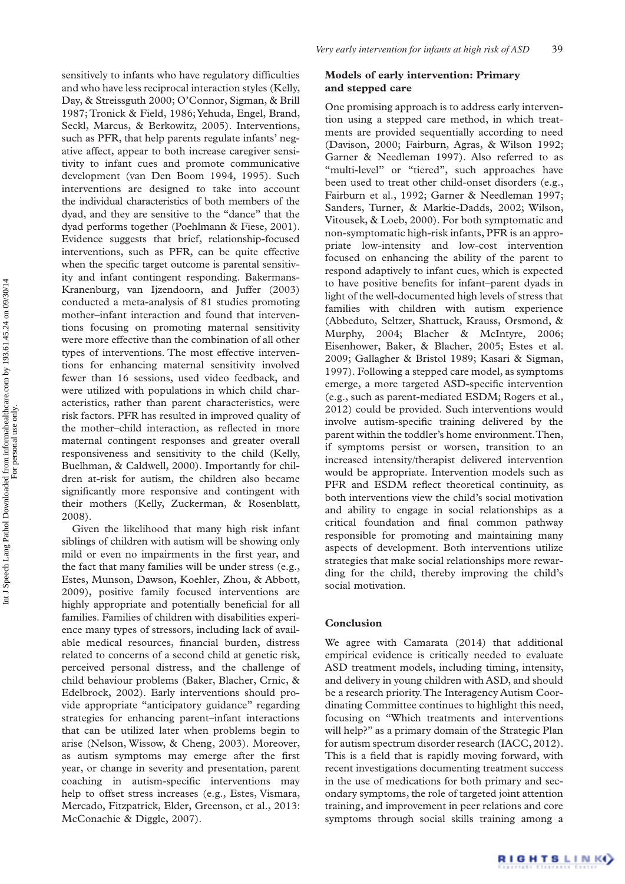sensitively to infants who have regulatory difficulties and who have less reciprocal interaction styles (Kelly, Day, & Streissguth 2000; O'Connor, Sigman, & Brill 1987; Tronick & Field, 1986; Yehuda, Engel, Brand, Seckl, Marcus, & Berkowitz, 2005). Interventions, such as PFR, that help parents regulate infants' negative affect, appear to both increase caregiver sensitivity to infant cues and promote communicative development (van Den Boom 1994, 1995). Such interventions are designed to take into account the individual characteristics of both members of the dyad, and they are sensitive to the "dance" that the dyad performs together (Poehlmann & Fiese, 2001). Evidence suggests that brief, relationship-focused interventions, such as PFR, can be quite effective when the specific target outcome is parental sensitivity and infant contingent responding. Bakermans-Kranenburg, van Ijzendoorn, and Juffer (2003) conducted a meta-analysis of 81 studies promoting mother–infant interaction and found that interventions focusing on promoting maternal sensitivity were more effective than the combination of all other types of interventions. The most effective interventions for enhancing maternal sensitivity involved fewer than 16 sessions, used video feedback, and were utilized with populations in which child characteristics, rather than parent characteristics, were risk factors. PFR has resulted in improved quality of the mother–child interaction, as reflected in more maternal contingent responses and greater overall responsiveness and sensitivity to the child (Kelly, Buelhman, & Caldwell, 2000). Importantly for children at-risk for autism, the children also became significantly more responsive and contingent with their mothers (Kelly, Zuckerman, & Rosenblatt, 2008).

Given the likelihood that many high risk infant siblings of children with autism will be showing only mild or even no impairments in the first year, and the fact that many families will be under stress (e.g., Estes, Munson, Dawson, Koehler, Zhou, & Abbott, 2009), positive family focused interventions are highly appropriate and potentially beneficial for all families. Families of children with disabilities experience many types of stressors, including lack of available medical resources, financial burden, distress related to concerns of a second child at genetic risk, perceived personal distress, and the challenge of child behaviour problems (Baker, Blacher, Crnic, & Edelbrock, 2002). Early interventions should provide appropriate "anticipatory guidance" regarding strategies for enhancing parent–infant interactions that can be utilized later when problems begin to arise (Nelson, Wissow, & Cheng, 2003). Moreover, as autism symptoms may emerge after the first year, or change in severity and presentation, parent coaching in autism-specific interventions may help to offset stress increases (e.g., Estes, Vismara, Mercado, Fitzpatrick, Elder, Greenson, et al., 2013: McConachie & Diggle, 2007).

## Models of early intervention: Primary and stepped care

One promising approach is to address early intervention using a stepped care method, in which treatments are provided sequentially according to need (Davison, 2000; Fairburn, Agras, & Wilson 1992; Garner & Needleman 1997). Also referred to as "multi-level" or "tiered", such approaches have been used to treat other child-onset disorders (e.g., Fairburn et al., 1992; Garner & Needleman 1997; Sanders, Turner, & Markie-Dadds, 2002; Wilson, Vitousek, & Loeb, 2000). For both symptomatic and non-symptomatic high-risk infants, PFR is an appropriate low-intensity and low-cost intervention focused on enhancing the ability of the parent to respond adaptively to infant cues, which is expected to have positive benefits for infant–parent dyads in light of the well-documented high levels of stress that families with children with autism experience (Abbeduto, Seltzer, Shattuck, Krauss, Orsmond, & Murphy, 2004; Blacher & McIntyre, 2006; Eisenhower, Baker, & Blacher, 2005; Estes et al. 2009; Gallagher & Bristol 1989; Kasari & Sigman, 1997). Following a stepped care model, as symptoms emerge, a more targeted ASD-specific intervention (e.g., such as parent-mediated ESDM; Rogers et al., 2012) could be provided. Such interventions would involve autism-specific training delivered by the parent within the toddler's home environment. Then, if symptoms persist or worsen, transition to an increased intensity/therapist delivered intervention would be appropriate. Intervention models such as PFR and ESDM reflect theoretical continuity, as both interventions view the child's social motivation and ability to engage in social relationships as a critical foundation and final common pathway responsible for promoting and maintaining many aspects of development. Both interventions utilize strategies that make social relationships more rewarding for the child, thereby improving the child's social motivation.

## Conclusion

We agree with Camarata (2014) that additional empirical evidence is critically needed to evaluate ASD treatment models, including timing, intensity, and delivery in young children with ASD, and should be a research priority. The Interagency Autism Coordinating Committee continues to highlight this need, focusing on "Which treatments and interventions will help?" as a primary domain of the Strategic Plan for autism spectrum disorder research (IACC, 2012). This is a field that is rapidly moving forward, with recent investigations documenting treatment success in the use of medications for both primary and secondary symptoms, the role of targeted joint attention training, and improvement in peer relations and core symptoms through social skills training among a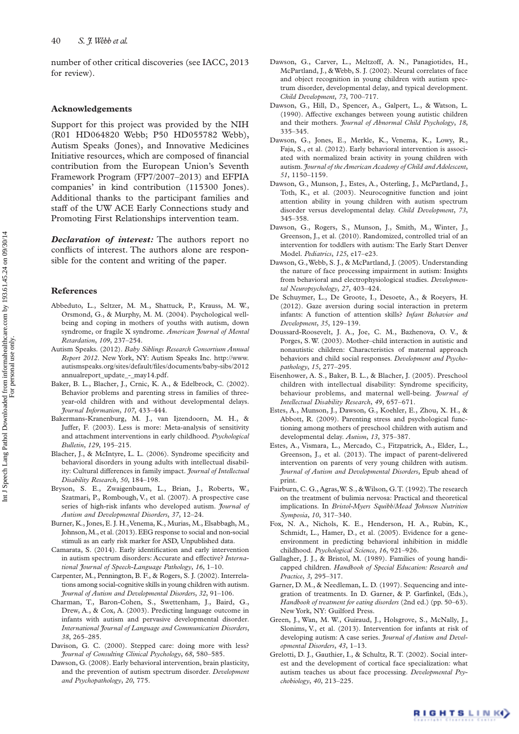number of other critical discoveries (see IACC, 2013 for review).

## Acknowledgements

Support for this project was provided by the NIH (R01 HD064820 Webb; P50 HD055782 Webb), Autism Speaks (Jones), and Innovative Medicines Initiative resources, which are composed of financial contribution from the European Union's Seventh Framework Program (FP7/2007–2013) and EFPIA companies' in kind contribution (115300 Jones). Additional thanks to the participant families and staff of the UW ACE Early Connections study and Promoting First Relationships intervention team.

***Declaration of interest:*** The authors report no conflicts of interest. The authors alone are responsible for the content and writing of the paper.

## References

Abbeduto, L., Seltzer, M. M., Shattuck, P., Krauss, M. W., Orsmond, G., & Murphy, M. M. (2004). Psychological well-being and coping in mothers of youths with autism, down syndrome, or fragile X syndrome. *American Journal of Mental Retardation*, *109*, 237–254.

Autism Speaks. (2012). *Baby Siblings Research Consortium Annual Report 2012*. New York, NY: Autism Speaks Inc. http://www.autismspeaks.org/sites/default/files/documents/baby-sibs/2012annualreport_update_-_may14.pdf.

Baker, B. L., Blacher, J., Crnic, K. A., & Edelbrock, C. (2002). Behavior problems and parenting stress in families of three-year-old children with and without developmental delays. *Journal Information*, *107*, 433–444.

Bakermans-Kranenburg, M. J., van Ijzendoorn, M. H., & Juffer, F. (2003). Less is more: Meta-analysis of sensitivity and attachment interventions in early childhood. *Psychological Bulletin*, *129*, 195–215.

Blacher, J., & McIntyre, L. L. (2006). Syndrome specificity and behavioral disorders in young adults with intellectual disability: Cultural differences in family impact. *Journal of Intellectual Disability Research*, *50*, 184–198.

Bryson, S. E., Zwaigenbaum, L., Brian, J., Roberts, W., Szatmari, P., Rombough, V., et al. (2007). A prospective case series of high-risk infants who developed autism. *Journal of Autism and Developmental Disorders*, *37*, 12–24.

Burner, K., Jones, E. J. H., Venema, K., Murias, M., Elsabbagh, M., Johnson, M., et al. (2013). EEG response to social and non-social stimuli as an early risk marker for ASD, Unpublished data.

Camarata, S. (2014). Early identification and early intervention in autism spectrum disorders: Accurate and effective? *International Journal of Speech-Language Pathology*, *16*, 1–10.

Carpenter, M., Pennington, B. F., & Rogers, S. J. (2002). Interrelations among social-cognitive skills in young children with autism. *Journal of Autism and Developmental Disorders*, *32*, 91–106.

Charman, T., Baron-Cohen, S., Swettenham, J., Baird, G., Drew, A., & Cox, A. (2003). Predicting language outcome in infants with autism and pervasive developmental disorder. *International Journal of Language and Communication Disorders*, *38*, 265–285.

Davison, G. C. (2000). Stepped care: doing more with less? *Journal of Consulting Clinical Psychology*, *68*, 580–585.

Dawson, G. (2008). Early behavioral intervention, brain plasticity, and the prevention of autism spectrum disorder. *Development and Psychopathology*, *20*, 775.

Dawson, G., Carver, L., Meltzoff, A. N., Panagiotides, H., McPartland, J., & Webb, S. J. (2002). Neural correlates of face and object recognition in young children with autism spectrum disorder, developmental delay, and typical development. *Child Development*, *73*, 700–717.

Dawson, G., Hill, D., Spencer, A., Galpert, L., & Watson, L. (1990). Affective exchanges between young autistic children and their mothers. *Journal of Abnormal Child Psychology*, *18*, 335–345.

Dawson, G., Jones, E., Merkle, K., Venema, K., Lowy, R., Faja, S., et al. (2012). Early behavioral intervention is associated with normalized brain activity in young children with autism. *Journal of the American Academy of Child and Adolescent*, *51*, 1150–1159.

Dawson, G., Munson, J., Estes, A., Osterling, J., McPartland, J., Toth, K., et al. (2003). Neurocognitive function and joint attention ability in young children with autism spectrum disorder versus developmental delay. *Child Development*, *73*, 345–358.

Dawson, G., Rogers, S., Munson, J., Smith, M., Winter, J., Greenson, J., et al. (2010). Randomized, controlled trial of an intervention for toddlers with autism: The Early Start Denver Model. *Pediatrics*, *125*, e17–e23.

Dawson, G., Webb, S. J., & McPartland, J. (2005). Understanding the nature of face processing impairment in autism: Insights from behavioral and electrophysiological studies. *Developmental Neuropsychology*, *27*, 403–424.

De Schuymer, L., De Groote, I., Desoete, A., & Roeyers, H. (2012). Gaze aversion during social interaction in preterm infants: A function of attention skills? *Infant Behavior and Development*, *35*, 129–139.

Doussard-Roosevelt, J. A., Joe, C. M., Bazhenova, O. V., & Porges, S. W. (2003). Mother–child interaction in autistic and nonautistic children: Characteristics of maternal approach behaviors and child social responses. *Development and Psychopathology*, *15*, 277–295.

Eisenhower, A. S., Baker, B. L., & Blacher, J. (2005). Preschool children with intellectual disability: Syndrome specificity, behaviour problems, and maternal well-being. *Journal of Intellectual Disability Research*, *49*, 657–671.

Estes, A., Munson, J., Dawson, G., Koehler, E., Zhou, X. H., & Abbott, R. (2009). Parenting stress and psychological functioning among mothers of preschool children with autism and developmental delay. *Autism*, *13*, 375–387.

Estes, A., Vismara, L., Mercado, C., Fitzpatrick, A., Elder, L., Greenson, J., et al. (2013). The impact of parent-delivered intervention on parents of very young children with autism. *Journal of Autism and Developmental Disorders*, Epub ahead of print.

Fairburn, C. G., Agras, W. S., & Wilson, G. T. (1992). The research on the treatment of bulimia nervosa: Practical and theoretical implications. In *Bristol-Myers Squibb/Mead Johnson Nutrition Symposia*, *10*, 317–340.

Fox, N. A., Nichols, K. E., Henderson, H. A., Rubin, K., Schmidt, L., Hamer, D., et al. (2005). Evidence for a gene-environment in predicting behavioral inhibition in middle childhood. *Psychological Science*, *16*, 921–926.

Gallagher, J. J., & Bristol, M. (1989). Families of young handicapped children. *Handbook of Special Education: Research and Practice*, *3*, 295–317.

Garner, D. M., & Needleman, L. D. (1997). Sequencing and integration of treatments. In D. Garner, & P. Garfinkel, (Eds.), *Handbook of treatment for eating disorders* (2nd ed.) (pp. 50–63). New York, NY: Guilford Press.

Green, J., Wan, M. W., Guiraud, J., Holsgrove, S., McNally, J., Slonims, V., et al. (2013). Intervention for infants at risk of developing autism: A case series. *Journal of Autism and Developmental Disorders*, *43*, 1–13.

Grelotti, D. J., Gauthier, I., & Schultz, R. T. (2002). Social interest and the development of cortical face specialization: what autism teaches us about face processing. *Developmental Psychobiology*, *40*, 213–225.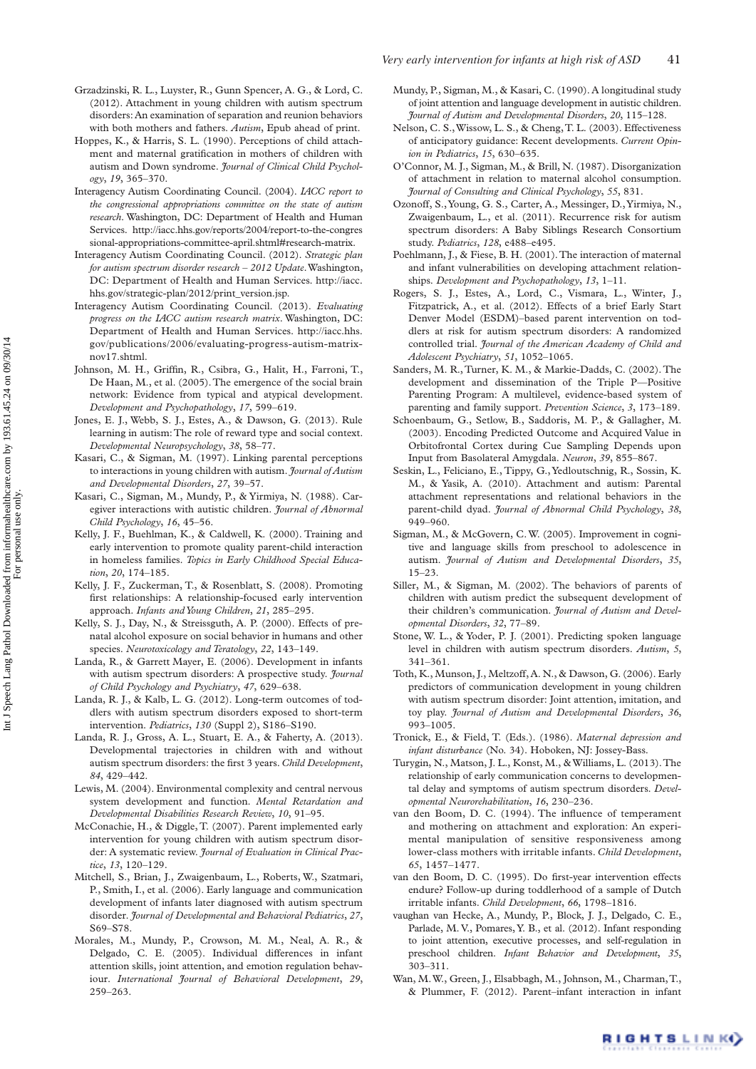Grzadzinski, R. L., Luyster, R., Gunn Spencer, A. G., & Lord, C. (2012). Attachment in young children with autism spectrum disorders: An examination of separation and reunion behaviors with both mothers and fathers. *Autism*, Epub ahead of print.

Hoppes, K., & Harris, S. L. (1990). Perceptions of child attachment and maternal gratification in mothers of children with autism and Down syndrome. *Journal of Clinical Child Psychology*, *19*, 365–370.

Interagency Autism Coordinating Council. (2004). *IACC report to the congressional appropriations committee on the state of autism research*. Washington, DC: Department of Health and Human Services. http://iacc.hhs.gov/reports/2004/report-to-the-congressional-appropriations-committee-april.shtml#research-matrix.

Interagency Autism Coordinating Council. (2012). *Strategic plan for autism spectrum disorder research – 2012 Update*. Washington, DC: Department of Health and Human Services. http://iacc.hhs.gov/strategic-plan/2012/print_version.jsp.

Interagency Autism Coordinating Council. (2013). *Evaluating progress on the IACC autism research matrix*. Washington, DC: Department of Health and Human Services. http://iacc.hhs.gov/publications/2006/evaluating-progress-autism-matrix-nov17.shtml.

Johnson, M. H., Griffin, R., Csibra, G., Halit, H., Farroni, T., De Haan, M., et al. (2005). The emergence of the social brain network: Evidence from typical and atypical development. *Development and Psychopathology*, *17*, 599–619.

Jones, E. J., Webb, S. J., Estes, A., & Dawson, G. (2013). Rule learning in autism: The role of reward type and social context. *Developmental Neuropsychology*, *38*, 58–77.

Kasari, C., & Sigman, M. (1997). Linking parental perceptions to interactions in young children with autism. *Journal of Autism and Developmental Disorders*, *27*, 39–57.

Kasari, C., Sigman, M., Mundy, P., & Yirmiya, N. (1988). Caregiver interactions with autistic children. *Journal of Abnormal Child Psychology*, *16*, 45–56.

Kelly, J. F., Buehlman, K., & Caldwell, K. (2000). Training and early intervention to promote quality parent-child interaction in homeless families. *Topics in Early Childhood Special Education*, *20*, 174–185.

Kelly, J. F., Zuckerman, T., & Rosenblatt, S. (2008). Promoting first relationships: A relationship-focused early intervention approach. *Infants and Young Children*, *21*, 285–295.

Kelly, S. J., Day, N., & Streissguth, A. P. (2000). Effects of prenatal alcohol exposure on social behavior in humans and other species. *Neurotoxicology and Teratology*, *22*, 143–149.

Landa, R., & Garrett Mayer, E. (2006). Development in infants with autism spectrum disorders: A prospective study. *Journal of Child Psychology and Psychiatry*, *47*, 629–638.

Landa, R. J., & Kalb, L. G. (2012). Long-term outcomes of toddlers with autism spectrum disorders exposed to short-term intervention. *Pediatrics*, *130* (Suppl 2), S186–S190.

Landa, R. J., Gross, A. L., Stuart, E. A., & Faherty, A. (2013). Developmental trajectories in children with and without autism spectrum disorders: the first 3 years. *Child Development*, *84*, 429–442.

Lewis, M. (2004). Environmental complexity and central nervous system development and function. *Mental Retardation and Developmental Disabilities Research Review*, *10*, 91–95.

McConachie, H., & Diggle, T. (2007). Parent implemented early intervention for young children with autism spectrum disorder: A systematic review. *Journal of Evaluation in Clinical Practice*, *13*, 120–129.

Mitchell, S., Brian, J., Zwaigenbaum, L., Roberts, W., Szatmari, P., Smith, I., et al. (2006). Early language and communication development of infants later diagnosed with autism spectrum disorder. *Journal of Developmental and Behavioral Pediatrics*, *27*, S69–S78.

Morales, M., Mundy, P., Crowson, M. M., Neal, A. R., & Delgado, C. E. (2005). Individual differences in infant attention skills, joint attention, and emotion regulation behaviour. *International Journal of Behavioral Development*, *29*, 259–263.

Mundy, P., Sigman, M., & Kasari, C. (1990). A longitudinal study of joint attention and language development in autistic children. *Journal of Autism and Developmental Disorders*, *20*, 115–128.

Nelson, C. S., Wissow, L. S., & Cheng, T. L. (2003). Effectiveness of anticipatory guidance: Recent developments. *Current Opinion in Pediatrics*, *15*, 630–635.

O'Connor, M. J., Sigman, M., & Brill, N. (1987). Disorganization of attachment in relation to maternal alcohol consumption. *Journal of Consulting and Clinical Psychology*, *55*, 831.

Ozonoff, S., Young, G. S., Carter, A., Messinger, D., Yirmiya, N., Zwaigenbaum, L., et al. (2011). Recurrence risk for autism spectrum disorders: A Baby Siblings Research Consortium study. *Pediatrics*, *128*, e488–e495.

Poehlmann, J., & Fiese, B. H. (2001). The interaction of maternal and infant vulnerabilities on developing attachment relationships. *Development and Psychopathology*, *13*, 1–11.

Rogers, S. J., Estes, A., Lord, C., Vismara, L., Winter, J., Fitzpatrick, A., et al. (2012). Effects of a brief Early Start Denver Model (ESDM)–based parent intervention on toddlers at risk for autism spectrum disorders: A randomized controlled trial. *Journal of the American Academy of Child and Adolescent Psychiatry*, *51*, 1052–1065.

Sanders, M. R., Turner, K. M., & Markie-Dadds, C. (2002). The development and dissemination of the Triple P—Positive Parenting Program: A multilevel, evidence-based system of parenting and family support. *Prevention Science*, *3*, 173–189.

Schoenbaum, G., Setlow, B., Saddoris, M. P., & Gallagher, M. (2003). Encoding Predicted Outcome and Acquired Value in Orbitofrontal Cortex during Cue Sampling Depends upon Input from Basolateral Amygdala. *Neuron*, *39*, 855–867.

Seskin, L., Feliciano, E., Tippy, G., Yedloutschnig, R., Sossin, K. M., & Yasik, A. (2010). Attachment and autism: Parental attachment representations and relational behaviors in the parent-child dyad. *Journal of Abnormal Child Psychology*, *38*, 949–960.

Sigman, M., & McGovern, C. W. (2005). Improvement in cognitive and language skills from preschool to adolescence in autism. *Journal of Autism and Developmental Disorders*, *35*, 15–23.

Siller, M., & Sigman, M. (2002). The behaviors of parents of children with autism predict the subsequent development of their children's communication. *Journal of Autism and Developmental Disorders*, *32*, 77–89.

Stone, W. L., & Yoder, P. J. (2001). Predicting spoken language level in children with autism spectrum disorders. *Autism*, *5*, 341–361.

Toth, K., Munson, J., Meltzoff, A. N., & Dawson, G. (2006). Early predictors of communication development in young children with autism spectrum disorder: Joint attention, imitation, and toy play. *Journal of Autism and Developmental Disorders*, *36*, 993–1005.

Tronick, E., & Field, T. (Eds.). (1986). *Maternal depression and infant disturbance* (No. 34). Hoboken, NJ: Jossey-Bass.

Turygin, N., Matson, J. L., Konst, M., & Williams, L. (2013). The relationship of early communication concerns to developmental delay and symptoms of autism spectrum disorders. *Developmental Neurorehabilitation*, *16*, 230–236.

van den Boom, D. C. (1994). The influence of temperament and mothering on attachment and exploration: An experimental manipulation of sensitive responsiveness among lower-class mothers with irritable infants. *Child Development*, *65*, 1457–1477.

van den Boom, D. C. (1995). Do first-year intervention effects endure? Follow-up during toddlerhood of a sample of Dutch irritable infants. *Child Development*, *66*, 1798–1816.

vaughan van Hecke, A., Mundy, P., Block, J. J., Delgado, C. E., Parlade, M. V., Pomares, Y. B., et al. (2012). Infant responding to joint attention, executive processes, and self-regulation in preschool children. *Infant Behavior and Development*, *35*, 303–311.

Wan, M. W., Green, J., Elsabbagh, M., Johnson, M., Charman, T., & Plummer, F. (2012). Parent–infant interaction in infant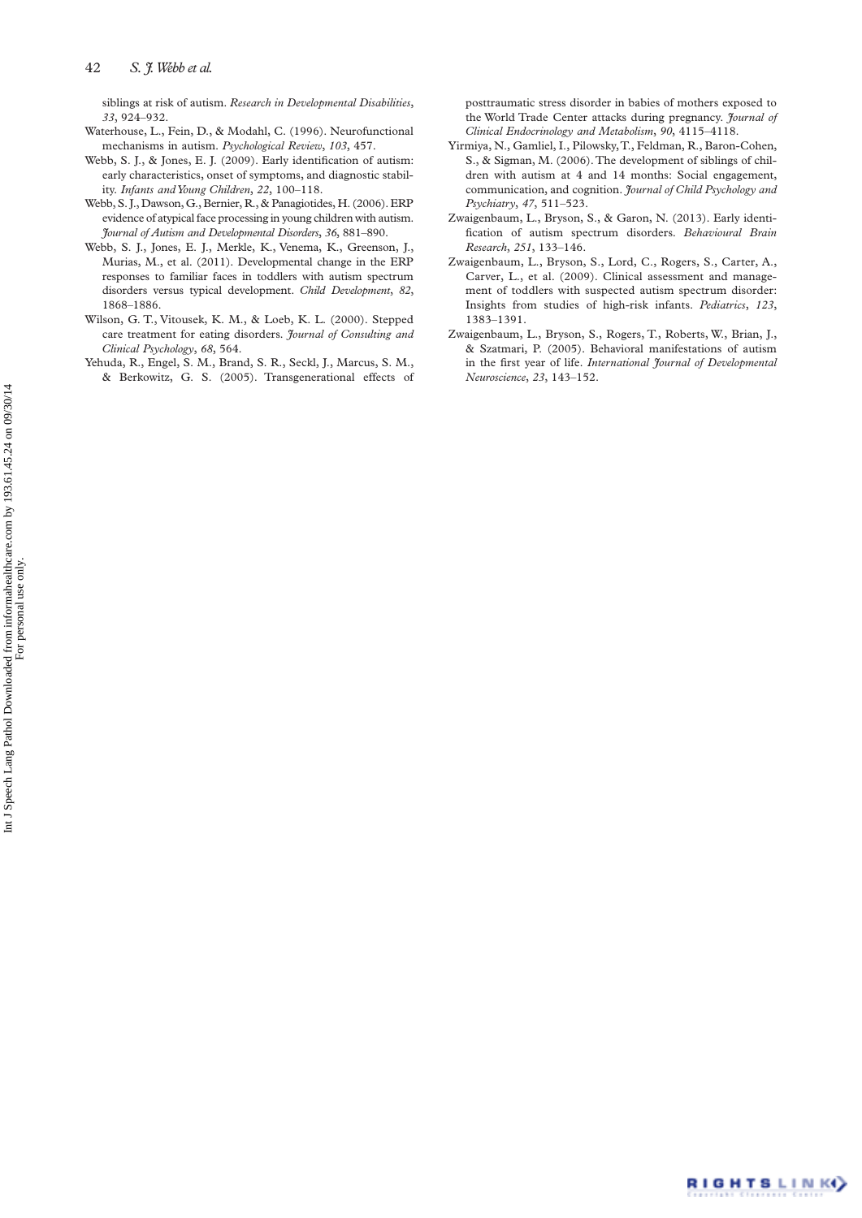siblings at risk of autism. *Research in Developmental Disabilities*, *33*, 924–932.

Waterhouse, L., Fein, D., & Modahl, C. (1996). Neurofunctional mechanisms in autism. *Psychological Review*, *103*, 457.

Webb, S. J., & Jones, E. J. (2009). Early identification of autism: early characteristics, onset of symptoms, and diagnostic stability. *Infants and Young Children*, *22*, 100–118.

Webb, S. J., Dawson, G., Bernier, R., & Panagiotides, H. (2006). ERP evidence of atypical face processing in young children with autism. *Journal of Autism and Developmental Disorders*, *36*, 881–890.

Webb, S. J., Jones, E. J., Merkle, K., Venema, K., Greenson, J., Murias, M., et al. (2011). Developmental change in the ERP responses to familiar faces in toddlers with autism spectrum disorders versus typical development. *Child Development*, *82*, 1868–1886.

Wilson, G. T., Vitousek, K. M., & Loeb, K. L. (2000). Stepped care treatment for eating disorders. *Journal of Consulting and Clinical Psychology*, *68*, 564.

Yehuda, R., Engel, S. M., Brand, S. R., Seckl, J., Marcus, S. M., & Berkowitz, G. S. (2005). Transgenerational effects of posttraumatic stress disorder in babies of mothers exposed to the World Trade Center attacks during pregnancy. *Journal of Clinical Endocrinology and Metabolism*, *90*, 4115–4118.

Yirmiya, N., Gamliel, I., Pilowsky, T., Feldman, R., Baron-Cohen, S., & Sigman, M. (2006). The development of siblings of children with autism at 4 and 14 months: Social engagement, communication, and cognition. *Journal of Child Psychology and Psychiatry*, *47*, 511–523.

Zwaigenbaum, L., Bryson, S., & Garon, N. (2013). Early identification of autism spectrum disorders. *Behavioural Brain Research*, *251*, 133–146.

Zwaigenbaum, L., Bryson, S., Lord, C., Rogers, S., Carter, A., Carver, L., et al. (2009). Clinical assessment and management of toddlers with suspected autism spectrum disorder: Insights from studies of high-risk infants. *Pediatrics*, *123*, 1383–1391.

Zwaigenbaum, L., Bryson, S., Rogers, T., Roberts, W., Brian, J., & Szatmari, P. (2005). Behavioral manifestations of autism in the first year of life. *International Journal of Developmental Neuroscience*, *23*, 143–152.